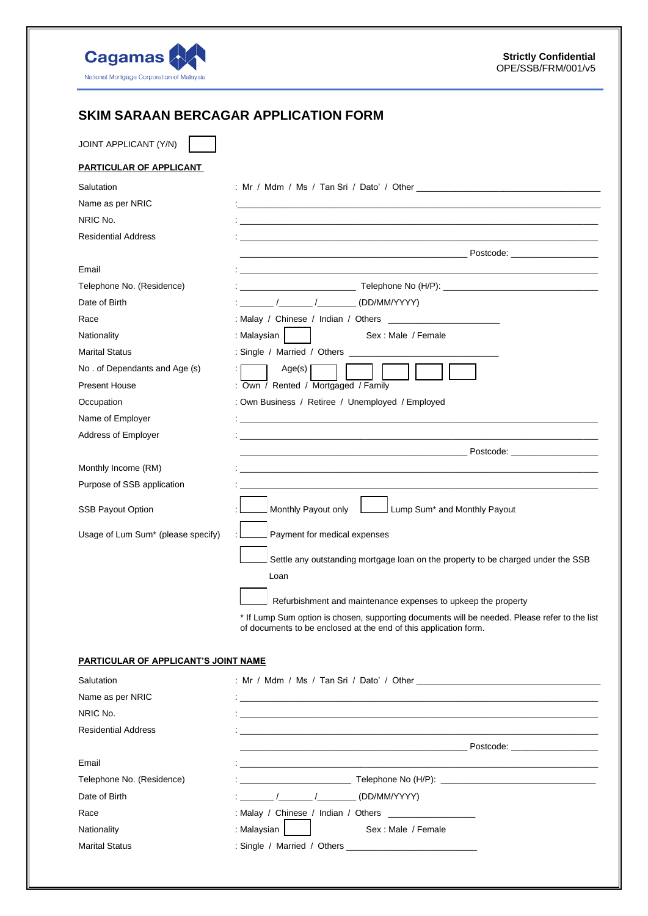Cagamas

National Mortgage Corporation of Malaysia

**Strictly Confidential**
OPE/SSB/FRM/001/v5

# SKIM SARAAN BERCAGAR APPLICATION FORM

JOINT APPLICANT (Y/N) ☐

**PARTICULAR OF APPLICANT**

| | |
|---|---|
| Salutation | : Mr / Mdm / Ms / Tan Sri / Dato' / Other ______________ |
| Name as per NRIC | : ______________ |
| NRIC No. | : ______________ |
| Residential Address | : ______________ |
| | ______________ Postcode: ______________ |
| Email | : ______________ |
| Telephone No. (Residence) | : ______________ Telephone No (H/P): ______________ |
| Date of Birth | : ______ /______ /______ (DD/MM/YYYY) |
| Race | : Malay / Chinese / Indian / Others ______________ |
| Nationality | : Malaysian ☐ Sex : Male / Female |
| Marital Status | : Single / Married / Others ______________ |
| No . of Dependants and Age (s) | : ☐ Age(s) ☐ ☐ ☐ ☐ ☐ |
| Present House | : Own / Rented / Mortgaged / Family |
| Occupation | : Own Business / Retiree / Unemployed / Employed |
| Name of Employer | : ______________ |
| Address of Employer | : ______________ |
| | ______________ Postcode: ______________ |
| Monthly Income (RM) | : ______________ |
| Purpose of SSB application | : ______________ |
| SSB Payout Option | : ☐ Monthly Payout only ☐ Lump Sum* and Monthly Payout |
| Usage of Lum Sum* (please specify) | : ☐ Payment for medical expenses |
| | ☐ Settle any outstanding mortgage loan on the property to be charged under the SSB Loan |
| | ☐ Refurbishment and maintenance expenses to upkeep the property |

\* If Lump Sum option is chosen, supporting documents will be needed. Please refer to the list of documents to be enclosed at the end of this application form.

**PARTICULAR OF APPLICANT'S JOINT NAME**

| | |
|---|---|
| Salutation | : Mr / Mdm / Ms / Tan Sri / Dato' / Other ______________ |
| Name as per NRIC | : ______________ |
| NRIC No. | : ______________ |
| Residential Address | : ______________ |
| | ______________ Postcode: ______________ |
| Email | : ______________ |
| Telephone No. (Residence) | : ______________ Telephone No (H/P): ______________ |
| Date of Birth | : ______ /______ /______ (DD/MM/YYYY) |
| Race | : Malay / Chinese / Indian / Others ______________ |
| Nationality | : Malaysian ☐ Sex : Male / Female |
| Marital Status | : Single / Married / Others ______________ |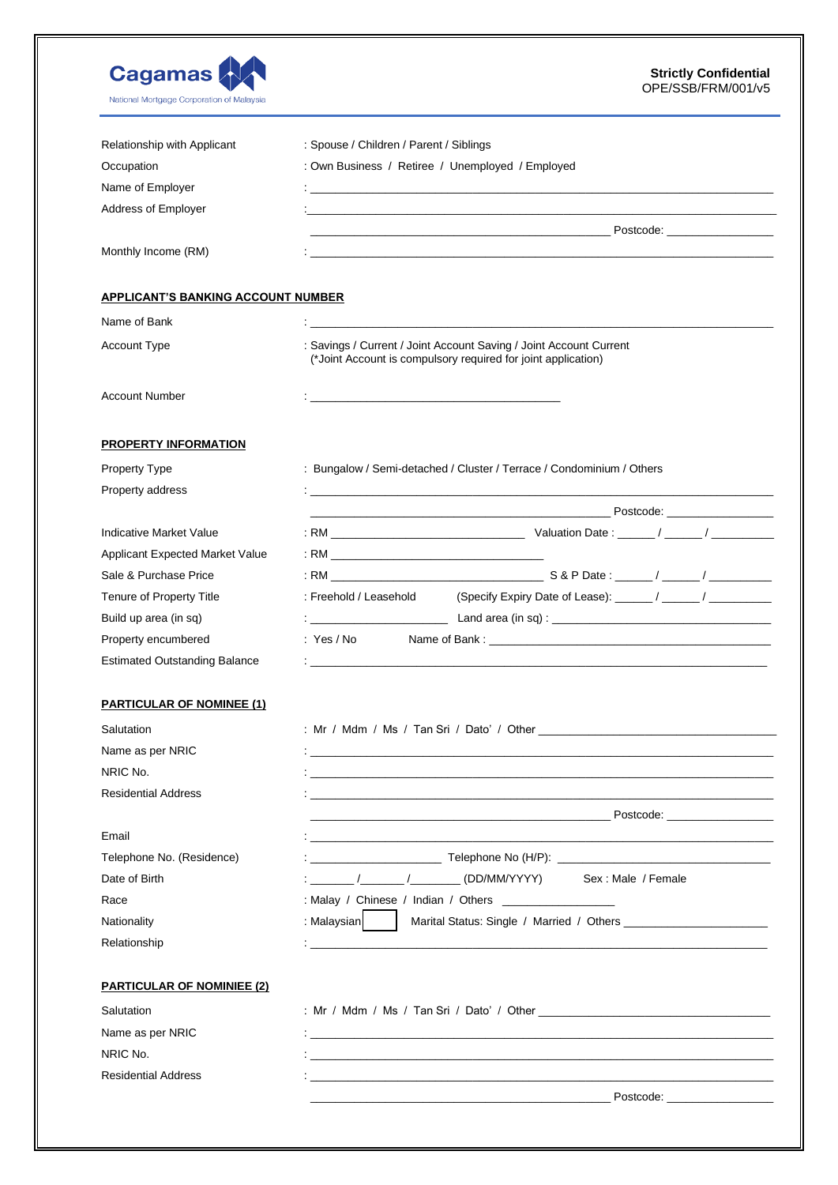Relationship with Applicant : Spouse / Children / Parent / Siblings

Occupation : Own Business / Retiree / Unemployed / Employed

Name of Employer : ______________________________

Address of Employer : ______________________________

______________________________ Postcode: ______________

Monthly Income (RM) : ______________________________

**APPLICANT'S BANKING ACCOUNT NUMBER**

Name of Bank : ______________________________

Account Type : Savings / Current / Joint Account Saving / Joint Account Current
(*Joint Account is compulsory required for joint application)

Account Number : ______________________________

**PROPERTY INFORMATION**

Property Type : Bungalow / Semi-detached / Cluster / Terrace / Condominium / Others

Property address : ______________________________

______________________________ Postcode: ______________

Indicative Market Value : RM ______________ Valuation Date : ____ / ____ / ______

Applicant Expected Market Value : RM ______________

Sale & Purchase Price : RM ______________ S & P Date : ____ / ____ / ______

Tenure of Property Title : Freehold / Leasehold (Specify Expiry Date of Lease): ____ / ____ / ______

Build up area (in sq) : ______________ Land area (in sq) : ______________

Property encumbered : Yes / No Name of Bank : ______________

Estimated Outstanding Balance : ______________________________

**PARTICULAR OF NOMINEE (1)**

Salutation : Mr / Mdm / Ms / Tan Sri / Dato' / Other ______________

Name as per NRIC : ______________________________

NRIC No. : ______________________________

Residential Address : ______________________________

______________________________ Postcode: ______________

Email : ______________________________

Telephone No. (Residence) : ______________ Telephone No (H/P): ______________

Date of Birth : _____ /_____ /______ (DD/MM/YYYY) Sex : Male / Female

Race : Malay / Chinese / Indian / Others ______________

Nationality : Malaysian ☐ Marital Status: Single / Married / Others ______________

Relationship : ______________________________

**PARTICULAR OF NOMINEE (2)**

Salutation : Mr / Mdm / Ms / Tan Sri / Dato' / Other ______________

Name as per NRIC : ______________________________

NRIC No. : ______________________________

Residential Address : ______________________________

______________________________ Postcode: ______________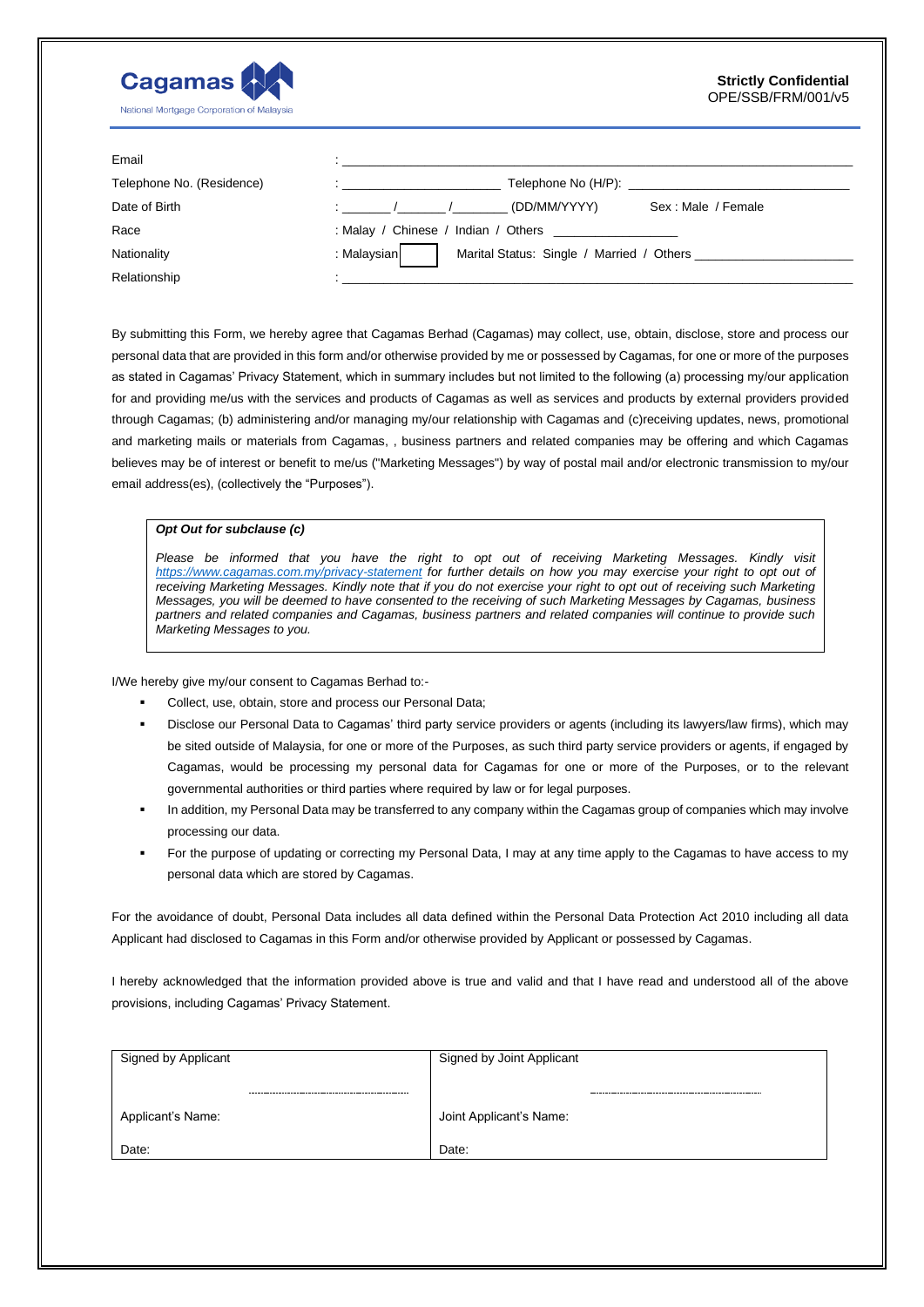**Strictly Confidential**
OPE/SSB/FRM/001/v5

| | |
|---|---|
| Email | : ______________________________ |
| Telephone No. (Residence) | : ____________ Telephone No (H/P): ____________ |
| Date of Birth | : ______ / ______ / ______ (DD/MM/YYYY) Sex : Male / Female |
| Race | : Malay / Chinese / Indian / Others ____________ |
| Nationality | : Malaysian ☐ Marital Status: Single / Married / Others ____________ |
| Relationship | : ______________________________ |

By submitting this Form, we hereby agree that Cagamas Berhad (Cagamas) may collect, use, obtain, disclose, store and process our personal data that are provided in this form and/or otherwise provided by me or possessed by Cagamas, for one or more of the purposes as stated in Cagamas' Privacy Statement, which in summary includes but not limited to the following (a) processing my/our application for and providing me/us with the services and products of Cagamas as well as services and products by external providers provided through Cagamas; (b) administering and/or managing my/our relationship with Cagamas and (c)receiving updates, news, promotional and marketing mails or materials from Cagamas, , business partners and related companies may be offering and which Cagamas believes may be of interest or benefit to me/us ("Marketing Messages") by way of postal mail and/or electronic transmission to my/our email address(es), (collectively the "Purposes").

> ***Opt Out for subclause (c)***
>
> *Please be informed that you have the right to opt out of receiving Marketing Messages. Kindly visit https://www.cagamas.com.my/privacy-statement for further details on how you may exercise your right to opt out of receiving Marketing Messages. Kindly note that if you do not exercise your right to opt out of receiving such Marketing Messages, you will be deemed to have consented to the receiving of such Marketing Messages by Cagamas, business partners and related companies and Cagamas, business partners and related companies will continue to provide such Marketing Messages to you.*

I/We hereby give my/our consent to Cagamas Berhad to:-

- Collect, use, obtain, store and process our Personal Data;
- Disclose our Personal Data to Cagamas' third party service providers or agents (including its lawyers/law firms), which may be sited outside of Malaysia, for one or more of the Purposes, as such third party service providers or agents, if engaged by Cagamas, would be processing my personal data for Cagamas for one or more of the Purposes, or to the relevant governmental authorities or third parties where required by law or for legal purposes.
- In addition, my Personal Data may be transferred to any company within the Cagamas group of companies which may involve processing our data.
- For the purpose of updating or correcting my Personal Data, I may at any time apply to the Cagamas to have access to my personal data which are stored by Cagamas.

For the avoidance of doubt, Personal Data includes all data defined within the Personal Data Protection Act 2010 including all data Applicant had disclosed to Cagamas in this Form and/or otherwise provided by Applicant or possessed by Cagamas.

I hereby acknowledged that the information provided above is true and valid and that I have read and understood all of the above provisions, including Cagamas' Privacy Statement.

| Signed by Applicant | Signed by Joint Applicant |
|---|---|
| ............................................ | ............................................ |
| Applicant's Name: | Joint Applicant's Name: |
| Date: | Date: |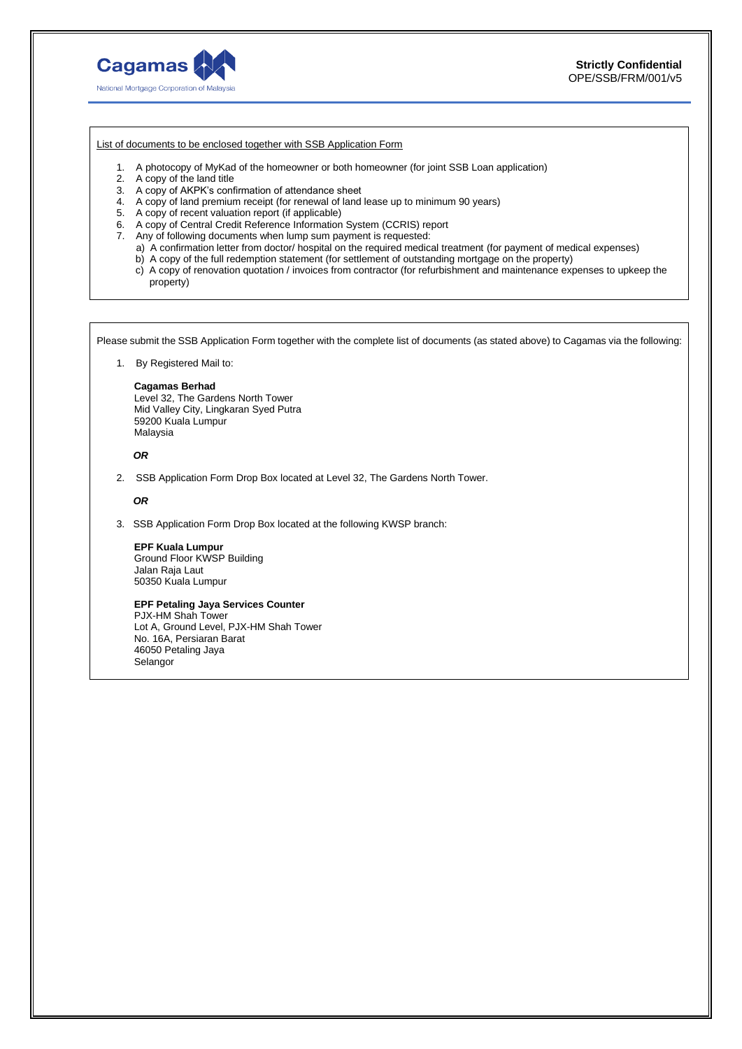List of documents to be enclosed together with SSB Application Form

1. A photocopy of MyKad of the homeowner or both homeowner (for joint SSB Loan application)
2. A copy of the land title
3. A copy of AKPK's confirmation of attendance sheet
4. A copy of land premium receipt (for renewal of land lease up to minimum 90 years)
5. A copy of recent valuation report (if applicable)
6. A copy of Central Credit Reference Information System (CCRIS) report
7. Any of following documents when lump sum payment is requested:
   a) A confirmation letter from doctor/ hospital on the required medical treatment (for payment of medical expenses)
   b) A copy of the full redemption statement (for settlement of outstanding mortgage on the property)
   c) A copy of renovation quotation / invoices from contractor (for refurbishment and maintenance expenses to upkeep the property)

Please submit the SSB Application Form together with the complete list of documents (as stated above) to Cagamas via the following:

1. By Registered Mail to:

   **Cagamas Berhad**
   Level 32, The Gardens North Tower
   Mid Valley City, Lingkaran Syed Putra
   59200 Kuala Lumpur
   Malaysia

   ***OR***

2. SSB Application Form Drop Box located at Level 32, The Gardens North Tower.

   ***OR***

3. SSB Application Form Drop Box located at the following KWSP branch:

   **EPF Kuala Lumpur**
   Ground Floor KWSP Building
   Jalan Raja Laut
   50350 Kuala Lumpur

   **EPF Petaling Jaya Services Counter**
   PJX-HM Shah Tower
   Lot A, Ground Level, PJX-HM Shah Tower
   No. 16A, Persiaran Barat
   46050 Petaling Jaya
   Selangor